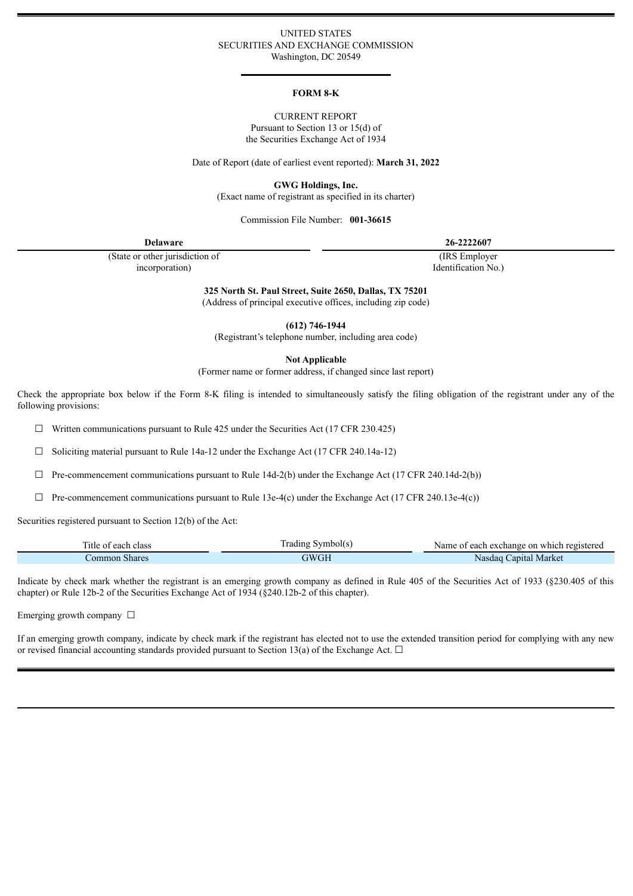UNITED STATES
SECURITIES AND EXCHANGE COMMISSION
Washington, DC 20549

# FORM 8-K

CURRENT REPORT
Pursuant to Section 13 or 15(d) of
the Securities Exchange Act of 1934

Date of Report (date of earliest event reported): **March 31, 2022**

**GWG Holdings, Inc.**
(Exact name of registrant as specified in its charter)

Commission File Number: **001-36615**

| **Delaware** | **26-2222607** |
|---|---|
| (State or other jurisdiction of incorporation) | (IRS Employer Identification No.) |

**325 North St. Paul Street, Suite 2650, Dallas, TX 75201**
(Address of principal executive offices, including zip code)

**(612) 746-1944**
(Registrant's telephone number, including area code)

**Not Applicable**
(Former name or former address, if changed since last report)

Check the appropriate box below if the Form 8-K filing is intended to simultaneously satisfy the filing obligation of the registrant under any of the following provisions:

☐ Written communications pursuant to Rule 425 under the Securities Act (17 CFR 230.425)

☐ Soliciting material pursuant to Rule 14a-12 under the Exchange Act (17 CFR 240.14a-12)

☐ Pre-commencement communications pursuant to Rule 14d-2(b) under the Exchange Act (17 CFR 240.14d-2(b))

☐ Pre-commencement communications pursuant to Rule 13e-4(c) under the Exchange Act (17 CFR 240.13e-4(c))

Securities registered pursuant to Section 12(b) of the Act:

| Title of each class | Trading Symbol(s) | Name of each exchange on which registered |
|---|---|---|
| Common Shares | GWGH | Nasdaq Capital Market |

Indicate by check mark whether the registrant is an emerging growth company as defined in Rule 405 of the Securities Act of 1933 (§230.405 of this chapter) or Rule 12b-2 of the Securities Exchange Act of 1934 (§240.12b-2 of this chapter).

Emerging growth company ☐

If an emerging growth company, indicate by check mark if the registrant has elected not to use the extended transition period for complying with any new or revised financial accounting standards provided pursuant to Section 13(a) of the Exchange Act. ☐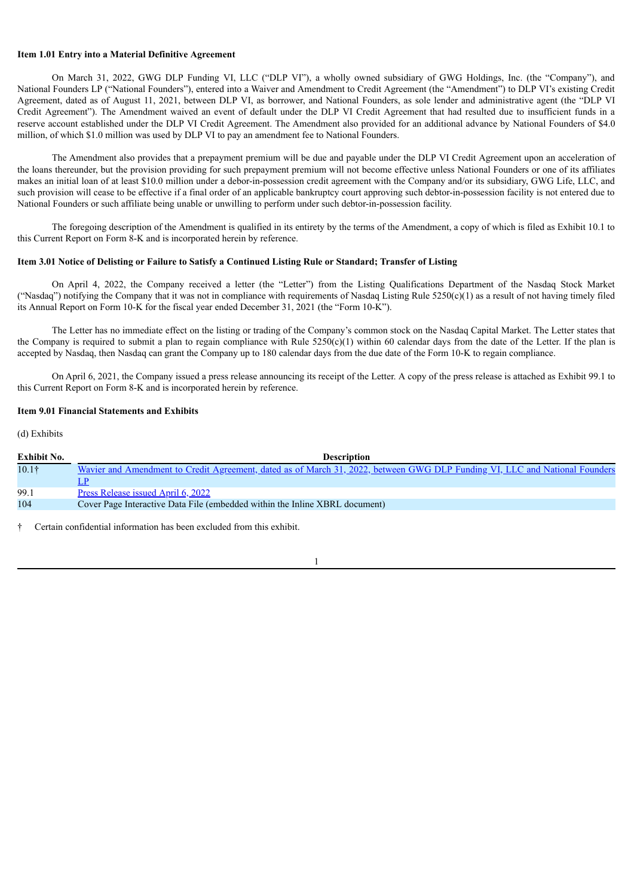**Item 1.01 Entry into a Material Definitive Agreement**

On March 31, 2022, GWG DLP Funding VI, LLC ("DLP VI"), a wholly owned subsidiary of GWG Holdings, Inc. (the "Company"), and National Founders LP ("National Founders"), entered into a Waiver and Amendment to Credit Agreement (the "Amendment") to DLP VI's existing Credit Agreement, dated as of August 11, 2021, between DLP VI, as borrower, and National Founders, as sole lender and administrative agent (the "DLP VI Credit Agreement"). The Amendment waived an event of default under the DLP VI Credit Agreement that had resulted due to insufficient funds in a reserve account established under the DLP VI Credit Agreement. The Amendment also provided for an additional advance by National Founders of $4.0 million, of which $1.0 million was used by DLP VI to pay an amendment fee to National Founders.

The Amendment also provides that a prepayment premium will be due and payable under the DLP VI Credit Agreement upon an acceleration of the loans thereunder, but the provision providing for such prepayment premium will not become effective unless National Founders or one of its affiliates makes an initial loan of at least $10.0 million under a debor-in-possession credit agreement with the Company and/or its subsidiary, GWG Life, LLC, and such provision will cease to be effective if a final order of an applicable bankruptcy court approving such debtor-in-possession facility is not entered due to National Founders or such affiliate being unable or unwilling to perform under such debtor-in-possession facility.

The foregoing description of the Amendment is qualified in its entirety by the terms of the Amendment, a copy of which is filed as Exhibit 10.1 to this Current Report on Form 8-K and is incorporated herein by reference.

**Item 3.01 Notice of Delisting or Failure to Satisfy a Continued Listing Rule or Standard; Transfer of Listing**

On April 4, 2022, the Company received a letter (the "Letter") from the Listing Qualifications Department of the Nasdaq Stock Market ("Nasdaq") notifying the Company that it was not in compliance with requirements of Nasdaq Listing Rule 5250(c)(1) as a result of not having timely filed its Annual Report on Form 10-K for the fiscal year ended December 31, 2021 (the "Form 10-K").

The Letter has no immediate effect on the listing or trading of the Company's common stock on the Nasdaq Capital Market. The Letter states that the Company is required to submit a plan to regain compliance with Rule 5250(c)(1) within 60 calendar days from the date of the Letter. If the plan is accepted by Nasdaq, then Nasdaq can grant the Company up to 180 calendar days from the due date of the Form 10-K to regain compliance.

On April 6, 2021, the Company issued a press release announcing its receipt of the Letter. A copy of the press release is attached as Exhibit 99.1 to this Current Report on Form 8-K and is incorporated herein by reference.

**Item 9.01 Financial Statements and Exhibits**

(d) Exhibits

| Exhibit No. | Description |
|---|---|
| 10.1† | Wavier and Amendment to Credit Agreement, dated as of March 31, 2022, between GWG DLP Funding VI, LLC and National Founders LP |
| 99.1 | Press Release issued April 6, 2022 |
| 104 | Cover Page Interactive Data File (embedded within the Inline XBRL document) |

† Certain confidential information has been excluded from this exhibit.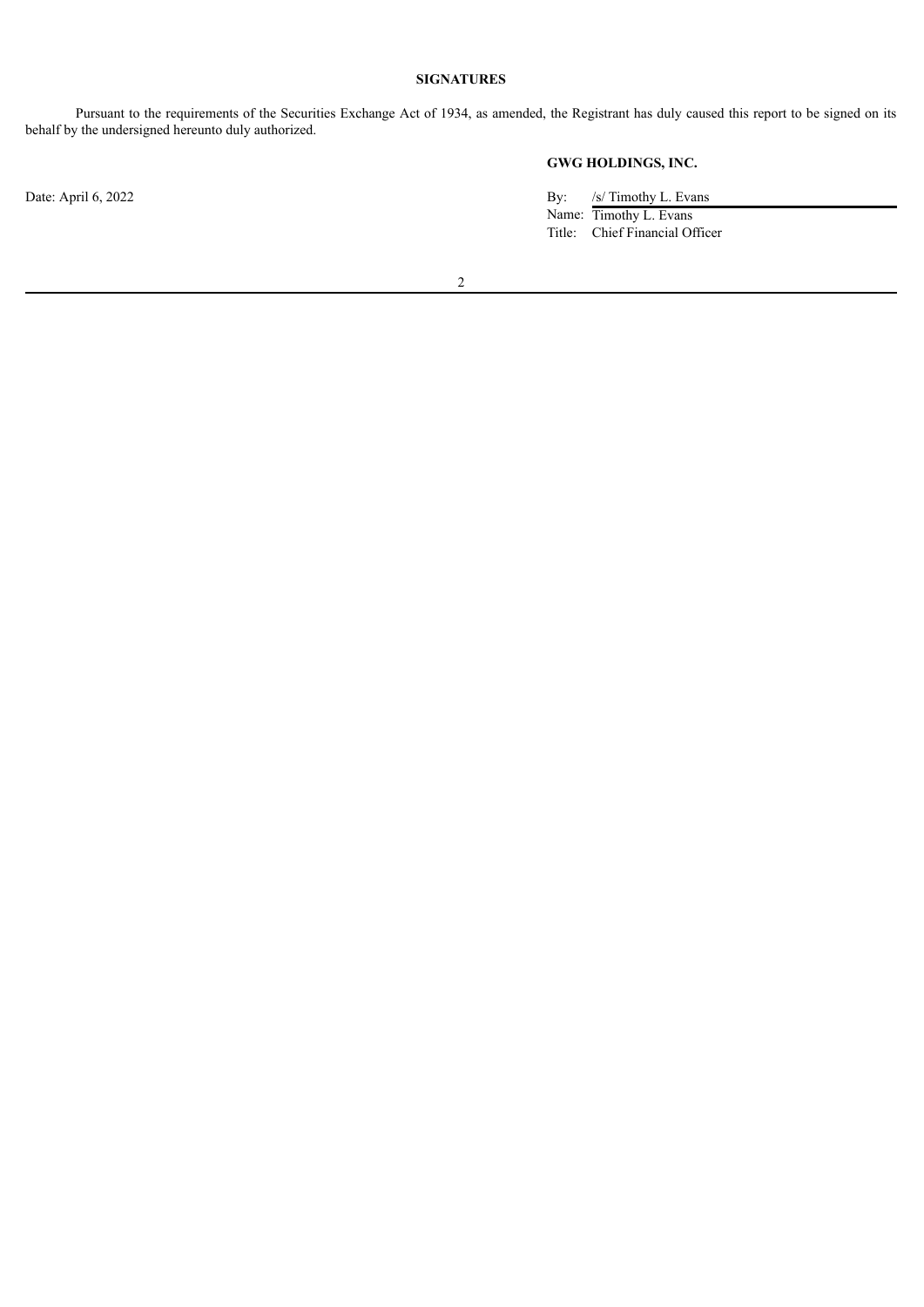## SIGNATURES

Pursuant to the requirements of the Securities Exchange Act of 1934, as amended, the Registrant has duly caused this report to be signed on its behalf by the undersigned hereunto duly authorized.

| | **GWG HOLDINGS, INC.** |
|---|---|
| Date: April 6, 2022 | By: /s/ Timothy L. Evans |
| | Name: Timothy L. Evans |
| | Title: Chief Financial Officer |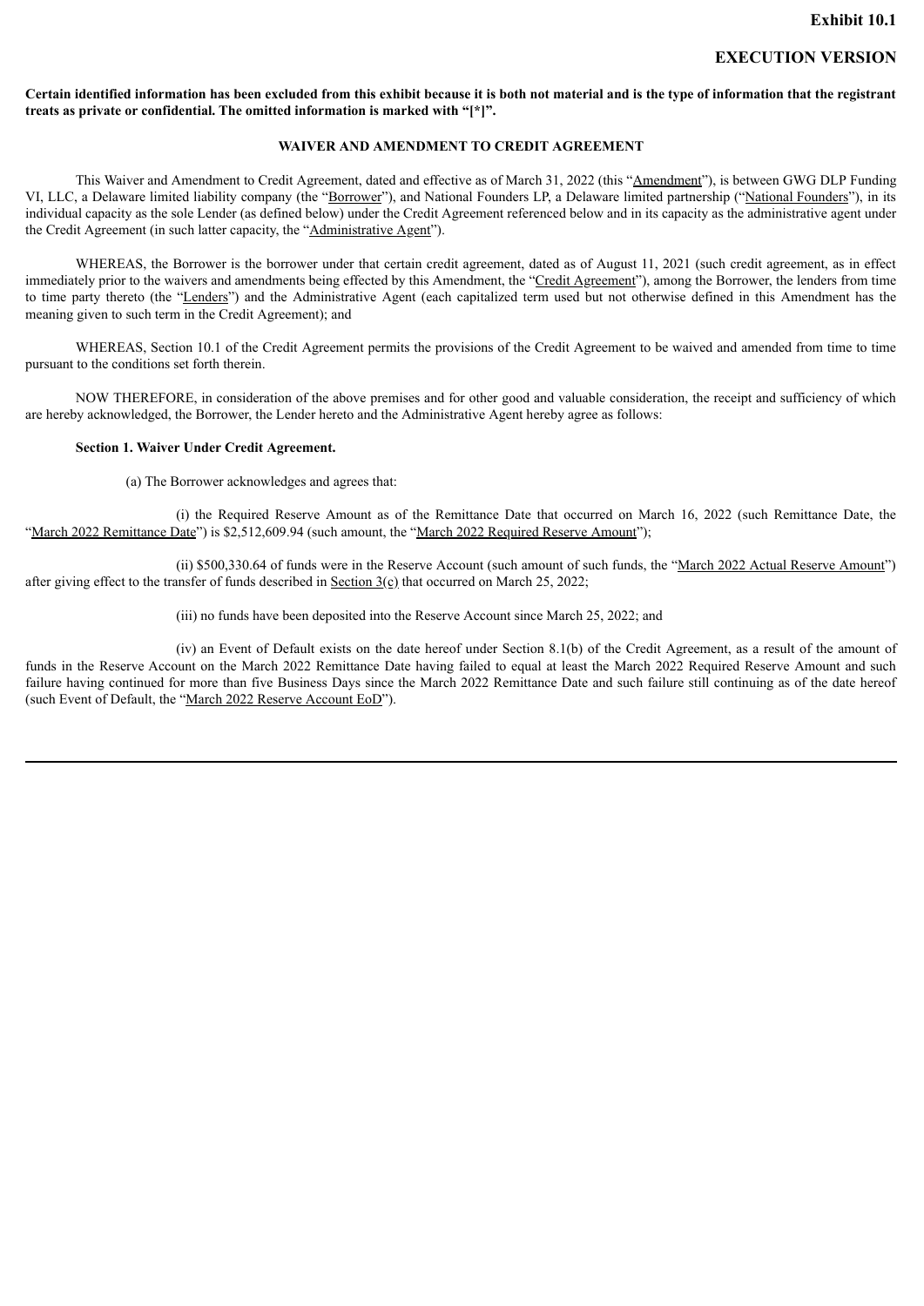**Exhibit 10.1**

**EXECUTION VERSION**

**Certain identified information has been excluded from this exhibit because it is both not material and is the type of information that the registrant treats as private or confidential. The omitted information is marked with "[*]".**

**WAIVER AND AMENDMENT TO CREDIT AGREEMENT**

This Waiver and Amendment to Credit Agreement, dated and effective as of March 31, 2022 (this "Amendment"), is between GWG DLP Funding VI, LLC, a Delaware limited liability company (the "Borrower"), and National Founders LP, a Delaware limited partnership ("National Founders"), in its individual capacity as the sole Lender (as defined below) under the Credit Agreement referenced below and in its capacity as the administrative agent under the Credit Agreement (in such latter capacity, the "Administrative Agent").

WHEREAS, the Borrower is the borrower under that certain credit agreement, dated as of August 11, 2021 (such credit agreement, as in effect immediately prior to the waivers and amendments being effected by this Amendment, the "Credit Agreement"), among the Borrower, the lenders from time to time party thereto (the "Lenders") and the Administrative Agent (each capitalized term used but not otherwise defined in this Amendment has the meaning given to such term in the Credit Agreement); and

WHEREAS, Section 10.1 of the Credit Agreement permits the provisions of the Credit Agreement to be waived and amended from time to time pursuant to the conditions set forth therein.

NOW THEREFORE, in consideration of the above premises and for other good and valuable consideration, the receipt and sufficiency of which are hereby acknowledged, the Borrower, the Lender hereto and the Administrative Agent hereby agree as follows:

**Section 1. Waiver Under Credit Agreement.**

(a) The Borrower acknowledges and agrees that:

(i) the Required Reserve Amount as of the Remittance Date that occurred on March 16, 2022 (such Remittance Date, the "March 2022 Remittance Date") is $2,512,609.94 (such amount, the "March 2022 Required Reserve Amount");

(ii) $500,330.64 of funds were in the Reserve Account (such amount of such funds, the "March 2022 Actual Reserve Amount") after giving effect to the transfer of funds described in Section 3(c) that occurred on March 25, 2022;

(iii) no funds have been deposited into the Reserve Account since March 25, 2022; and

(iv) an Event of Default exists on the date hereof under Section 8.1(b) of the Credit Agreement, as a result of the amount of funds in the Reserve Account on the March 2022 Remittance Date having failed to equal at least the March 2022 Required Reserve Amount and such failure having continued for more than five Business Days since the March 2022 Remittance Date and such failure still continuing as of the date hereof (such Event of Default, the "March 2022 Reserve Account EoD").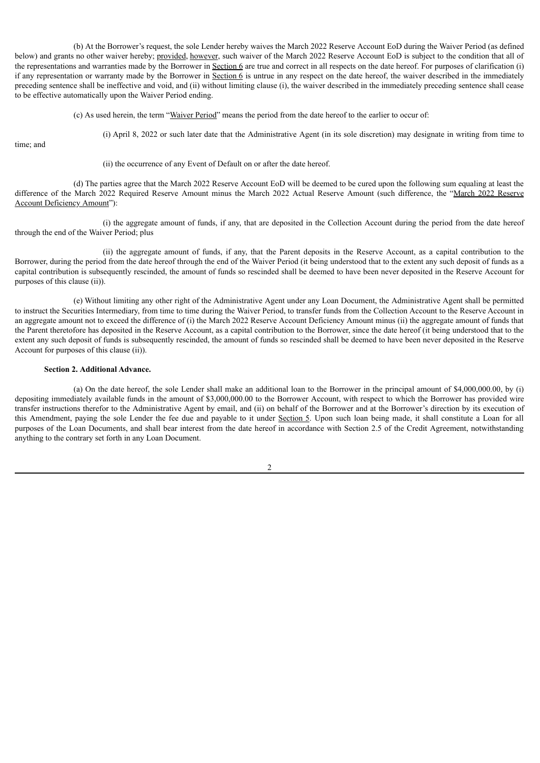(b) At the Borrower's request, the sole Lender hereby waives the March 2022 Reserve Account EoD during the Waiver Period (as defined below) and grants no other waiver hereby; provided, however, such waiver of the March 2022 Reserve Account EoD is subject to the condition that all of the representations and warranties made by the Borrower in Section 6 are true and correct in all respects on the date hereof. For purposes of clarification (i) if any representation or warranty made by the Borrower in Section 6 is untrue in any respect on the date hereof, the waiver described in the immediately preceding sentence shall be ineffective and void, and (ii) without limiting clause (i), the waiver described in the immediately preceding sentence shall cease to be effective automatically upon the Waiver Period ending.

(c) As used herein, the term "Waiver Period" means the period from the date hereof to the earlier to occur of:

(i) April 8, 2022 or such later date that the Administrative Agent (in its sole discretion) may designate in writing from time to time; and

(ii) the occurrence of any Event of Default on or after the date hereof.

(d) The parties agree that the March 2022 Reserve Account EoD will be deemed to be cured upon the following sum equaling at least the difference of the March 2022 Required Reserve Amount minus the March 2022 Actual Reserve Amount (such difference, the "March 2022 Reserve Account Deficiency Amount"):

(i) the aggregate amount of funds, if any, that are deposited in the Collection Account during the period from the date hereof through the end of the Waiver Period; plus

(ii) the aggregate amount of funds, if any, that the Parent deposits in the Reserve Account, as a capital contribution to the Borrower, during the period from the date hereof through the end of the Waiver Period (it being understood that to the extent any such deposit of funds as a capital contribution is subsequently rescinded, the amount of funds so rescinded shall be deemed to have been never deposited in the Reserve Account for purposes of this clause (ii)).

(e) Without limiting any other right of the Administrative Agent under any Loan Document, the Administrative Agent shall be permitted to instruct the Securities Intermediary, from time to time during the Waiver Period, to transfer funds from the Collection Account to the Reserve Account in an aggregate amount not to exceed the difference of (i) the March 2022 Reserve Account Deficiency Amount minus (ii) the aggregate amount of funds that the Parent theretofore has deposited in the Reserve Account, as a capital contribution to the Borrower, since the date hereof (it being understood that to the extent any such deposit of funds is subsequently rescinded, the amount of funds so rescinded shall be deemed to have been never deposited in the Reserve Account for purposes of this clause (ii)).

**Section 2. Additional Advance.**

(a) On the date hereof, the sole Lender shall make an additional loan to the Borrower in the principal amount of $4,000,000.00, by (i) depositing immediately available funds in the amount of $3,000,000.00 to the Borrower Account, with respect to which the Borrower has provided wire transfer instructions therefor to the Administrative Agent by email, and (ii) on behalf of the Borrower and at the Borrower's direction by its execution of this Amendment, paying the sole Lender the fee due and payable to it under Section 5. Upon such loan being made, it shall constitute a Loan for all purposes of the Loan Documents, and shall bear interest from the date hereof in accordance with Section 2.5 of the Credit Agreement, notwithstanding anything to the contrary set forth in any Loan Document.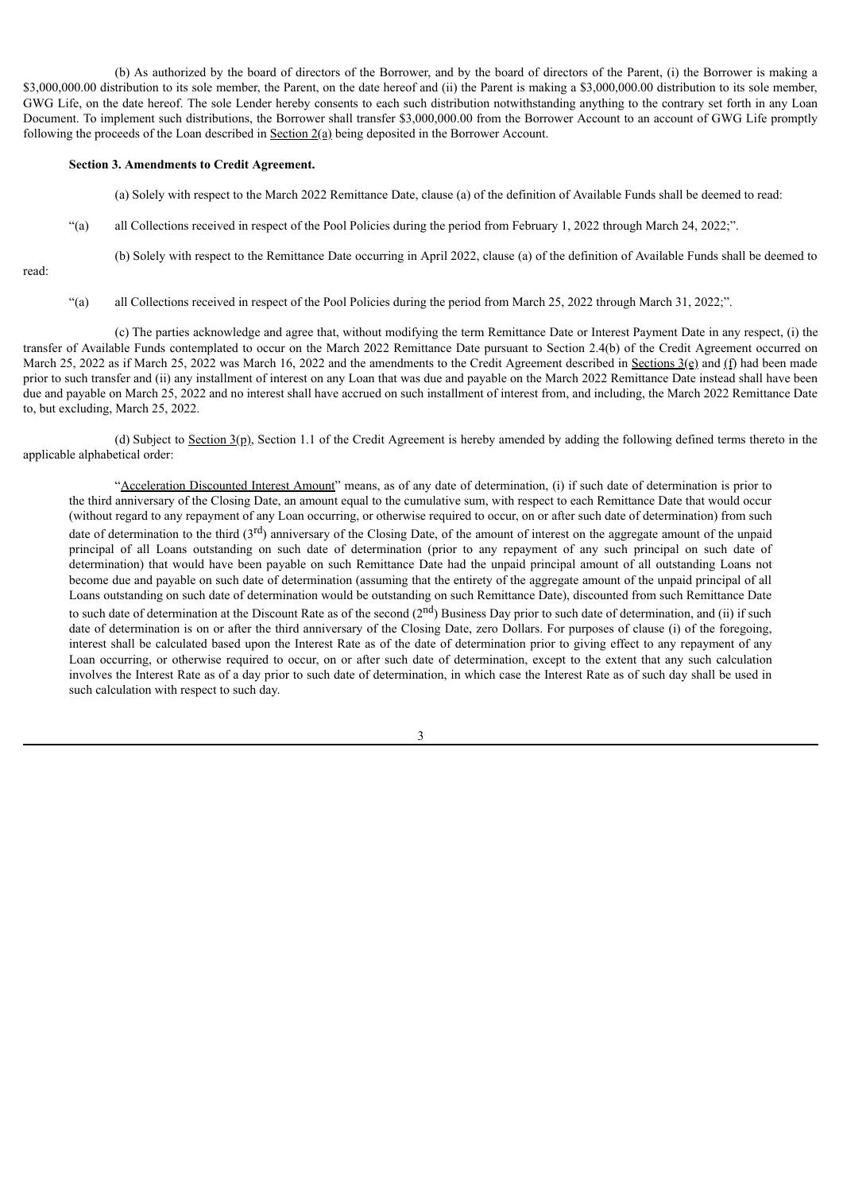(b) As authorized by the board of directors of the Borrower, and by the board of directors of the Parent, (i) the Borrower is making a $3,000,000.00 distribution to its sole member, the Parent, on the date hereof and (ii) the Parent is making a $3,000,000.00 distribution to its sole member, GWG Life, on the date hereof. The sole Lender hereby consents to each such distribution notwithstanding anything to the contrary set forth in any Loan Document. To implement such distributions, the Borrower shall transfer $3,000,000.00 from the Borrower Account to an account of GWG Life promptly following the proceeds of the Loan described in Section 2(a) being deposited in the Borrower Account.

**Section 3. Amendments to Credit Agreement.**

(a) Solely with respect to the March 2022 Remittance Date, clause (a) of the definition of Available Funds shall be deemed to read:

"(a) all Collections received in respect of the Pool Policies during the period from February 1, 2022 through March 24, 2022;".

(b) Solely with respect to the Remittance Date occurring in April 2022, clause (a) of the definition of Available Funds shall be deemed to read:

"(a) all Collections received in respect of the Pool Policies during the period from March 25, 2022 through March 31, 2022;".

(c) The parties acknowledge and agree that, without modifying the term Remittance Date or Interest Payment Date in any respect, (i) the transfer of Available Funds contemplated to occur on the March 2022 Remittance Date pursuant to Section 2.4(b) of the Credit Agreement occurred on March 25, 2022 as if March 25, 2022 was March 16, 2022 and the amendments to the Credit Agreement described in Sections 3(e) and (f) had been made prior to such transfer and (ii) any installment of interest on any Loan that was due and payable on the March 2022 Remittance Date instead shall have been due and payable on March 25, 2022 and no interest shall have accrued on such installment of interest from, and including, the March 2022 Remittance Date to, but excluding, March 25, 2022.

(d) Subject to Section 3(p), Section 1.1 of the Credit Agreement is hereby amended by adding the following defined terms thereto in the applicable alphabetical order:

"Acceleration Discounted Interest Amount" means, as of any date of determination, (i) if such date of determination is prior to the third anniversary of the Closing Date, an amount equal to the cumulative sum, with respect to each Remittance Date that would occur (without regard to any repayment of any Loan occurring, or otherwise required to occur, on or after such date of determination) from such date of determination to the third (3rd) anniversary of the Closing Date, of the amount of interest on the aggregate amount of the unpaid principal of all Loans outstanding on such date of determination (prior to any repayment of any such principal on such date of determination) that would have been payable on such Remittance Date had the unpaid principal amount of all outstanding Loans not become due and payable on such date of determination (assuming that the entirety of the aggregate amount of the unpaid principal of all Loans outstanding on such date of determination would be outstanding on such Remittance Date), discounted from such Remittance Date to such date of determination at the Discount Rate as of the second (2nd) Business Day prior to such date of determination, and (ii) if such date of determination is on or after the third anniversary of the Closing Date, zero Dollars. For purposes of clause (i) of the foregoing, interest shall be calculated based upon the Interest Rate as of the date of determination prior to giving effect to any repayment of any Loan occurring, or otherwise required to occur, on or after such date of determination, except to the extent that any such calculation involves the Interest Rate as of a day prior to such date of determination, in which case the Interest Rate as of such day shall be used in such calculation with respect to such day.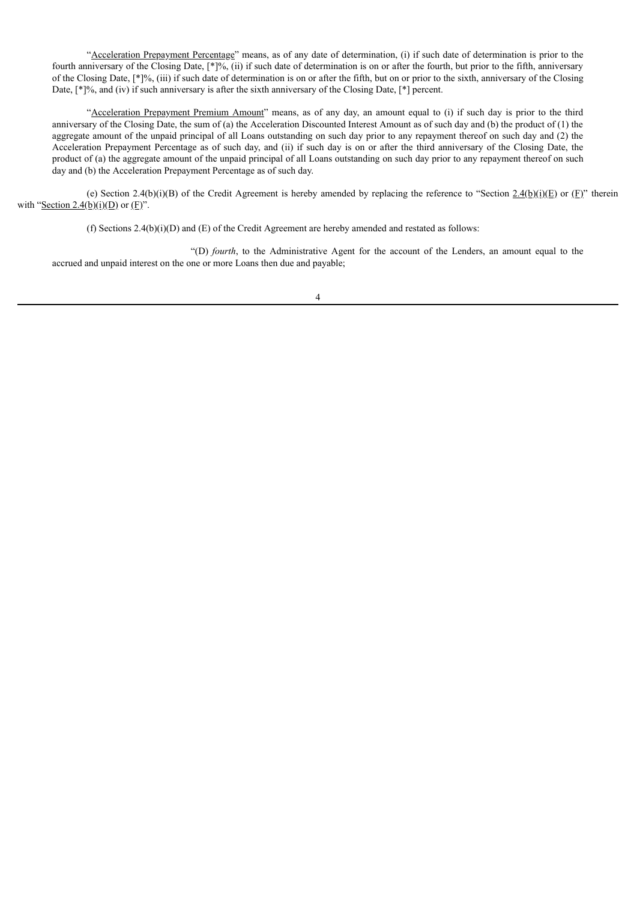"Acceleration Prepayment Percentage" means, as of any date of determination, (i) if such date of determination is prior to the fourth anniversary of the Closing Date, [*]%, (ii) if such date of determination is on or after the fourth, but prior to the fifth, anniversary of the Closing Date, [*]%, (iii) if such date of determination is on or after the fifth, but on or prior to the sixth, anniversary of the Closing Date, [*]%, and (iv) if such anniversary is after the sixth anniversary of the Closing Date, [*] percent.

"Acceleration Prepayment Premium Amount" means, as of any day, an amount equal to (i) if such day is prior to the third anniversary of the Closing Date, the sum of (a) the Acceleration Discounted Interest Amount as of such day and (b) the product of (1) the aggregate amount of the unpaid principal of all Loans outstanding on such day prior to any repayment thereof on such day and (2) the Acceleration Prepayment Percentage as of such day, and (ii) if such day is on or after the third anniversary of the Closing Date, the product of (a) the aggregate amount of the unpaid principal of all Loans outstanding on such day prior to any repayment thereof on such day and (b) the Acceleration Prepayment Percentage as of such day.

(e) Section 2.4(b)(i)(B) of the Credit Agreement is hereby amended by replacing the reference to "Section 2.4(b)(i)(E) or (F)" therein with "Section 2.4(b)(i)(D) or (F)".

(f) Sections 2.4(b)(i)(D) and (E) of the Credit Agreement are hereby amended and restated as follows:

"(D) *fourth*, to the Administrative Agent for the account of the Lenders, an amount equal to the accrued and unpaid interest on the one or more Loans then due and payable;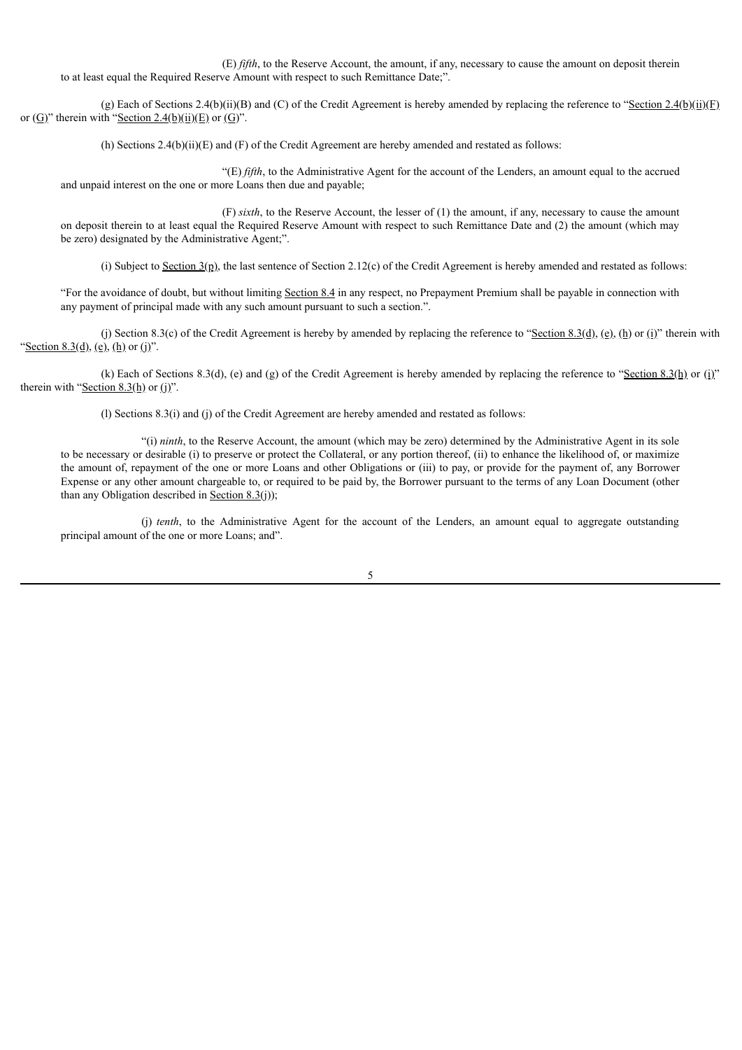(E) *fifth*, to the Reserve Account, the amount, if any, necessary to cause the amount on deposit therein to at least equal the Required Reserve Amount with respect to such Remittance Date;".

(g) Each of Sections 2.4(b)(ii)(B) and (C) of the Credit Agreement is hereby amended by replacing the reference to "Section 2.4(b)(ii)(F) or (G)" therein with "Section 2.4(b)(ii)(E) or (G)".

(h) Sections 2.4(b)(ii)(E) and (F) of the Credit Agreement are hereby amended and restated as follows:

"(E) *fifth*, to the Administrative Agent for the account of the Lenders, an amount equal to the accrued and unpaid interest on the one or more Loans then due and payable;

(F) *sixth*, to the Reserve Account, the lesser of (1) the amount, if any, necessary to cause the amount on deposit therein to at least equal the Required Reserve Amount with respect to such Remittance Date and (2) the amount (which may be zero) designated by the Administrative Agent;".

(i) Subject to Section 3(p), the last sentence of Section 2.12(c) of the Credit Agreement is hereby amended and restated as follows:

"For the avoidance of doubt, but without limiting Section 8.4 in any respect, no Prepayment Premium shall be payable in connection with any payment of principal made with any such amount pursuant to such a section.".

(j) Section 8.3(c) of the Credit Agreement is hereby by amended by replacing the reference to "Section 8.3(d), (e), (h) or (i)" therein with "Section 8.3(d), (e), (h) or (j)".

(k) Each of Sections 8.3(d), (e) and (g) of the Credit Agreement is hereby amended by replacing the reference to "Section 8.3(h) or (i)" therein with "Section 8.3(h) or (j)".

(l) Sections 8.3(i) and (j) of the Credit Agreement are hereby amended and restated as follows:

"(i) *ninth*, to the Reserve Account, the amount (which may be zero) determined by the Administrative Agent in its sole to be necessary or desirable (i) to preserve or protect the Collateral, or any portion thereof, (ii) to enhance the likelihood of, or maximize the amount of, repayment of the one or more Loans and other Obligations or (iii) to pay, or provide for the payment of, any Borrower Expense or any other amount chargeable to, or required to be paid by, the Borrower pursuant to the terms of any Loan Document (other than any Obligation described in Section 8.3(j));

(j) *tenth*, to the Administrative Agent for the account of the Lenders, an amount equal to aggregate outstanding principal amount of the one or more Loans; and".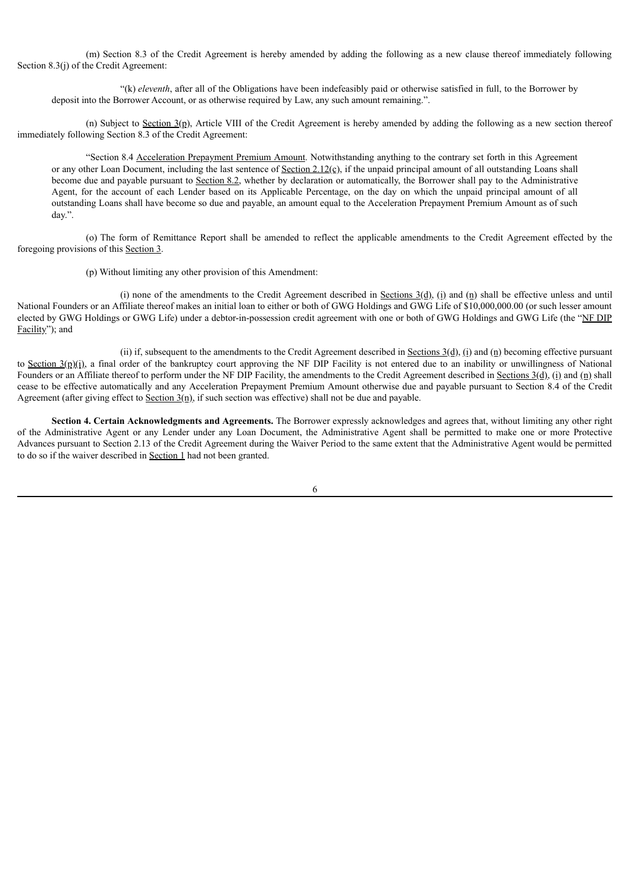(m) Section 8.3 of the Credit Agreement is hereby amended by adding the following as a new clause thereof immediately following Section 8.3(j) of the Credit Agreement:

"(k) *eleventh*, after all of the Obligations have been indefeasibly paid or otherwise satisfied in full, to the Borrower by deposit into the Borrower Account, or as otherwise required by Law, any such amount remaining.".

(n) Subject to Section 3(p), Article VIII of the Credit Agreement is hereby amended by adding the following as a new section thereof immediately following Section 8.3 of the Credit Agreement:

"Section 8.4 Acceleration Prepayment Premium Amount. Notwithstanding anything to the contrary set forth in this Agreement or any other Loan Document, including the last sentence of Section 2.12(c), if the unpaid principal amount of all outstanding Loans shall become due and payable pursuant to Section 8.2, whether by declaration or automatically, the Borrower shall pay to the Administrative Agent, for the account of each Lender based on its Applicable Percentage, on the day on which the unpaid principal amount of all outstanding Loans shall have become so due and payable, an amount equal to the Acceleration Prepayment Premium Amount as of such day.".

(o) The form of Remittance Report shall be amended to reflect the applicable amendments to the Credit Agreement effected by the foregoing provisions of this Section 3.

(p) Without limiting any other provision of this Amendment:

(i) none of the amendments to the Credit Agreement described in Sections 3(d), (i) and (n) shall be effective unless and until National Founders or an Affiliate thereof makes an initial loan to either or both of GWG Holdings and GWG Life of $10,000,000.00 (or such lesser amount elected by GWG Holdings or GWG Life) under a debtor-in-possession credit agreement with one or both of GWG Holdings and GWG Life (the "NF DIP Facility"); and

(ii) if, subsequent to the amendments to the Credit Agreement described in Sections 3(d), (i) and (n) becoming effective pursuant to Section 3(p)(i), a final order of the bankruptcy court approving the NF DIP Facility is not entered due to an inability or unwillingness of National Founders or an Affiliate thereof to perform under the NF DIP Facility, the amendments to the Credit Agreement described in Sections 3(d), (i) and (n) shall cease to be effective automatically and any Acceleration Prepayment Premium Amount otherwise due and payable pursuant to Section 8.4 of the Credit Agreement (after giving effect to Section 3(n), if such section was effective) shall not be due and payable.

**Section 4. Certain Acknowledgments and Agreements.** The Borrower expressly acknowledges and agrees that, without limiting any other right of the Administrative Agent or any Lender under any Loan Document, the Administrative Agent shall be permitted to make one or more Protective Advances pursuant to Section 2.13 of the Credit Agreement during the Waiver Period to the same extent that the Administrative Agent would be permitted to do so if the waiver described in Section 1 had not been granted.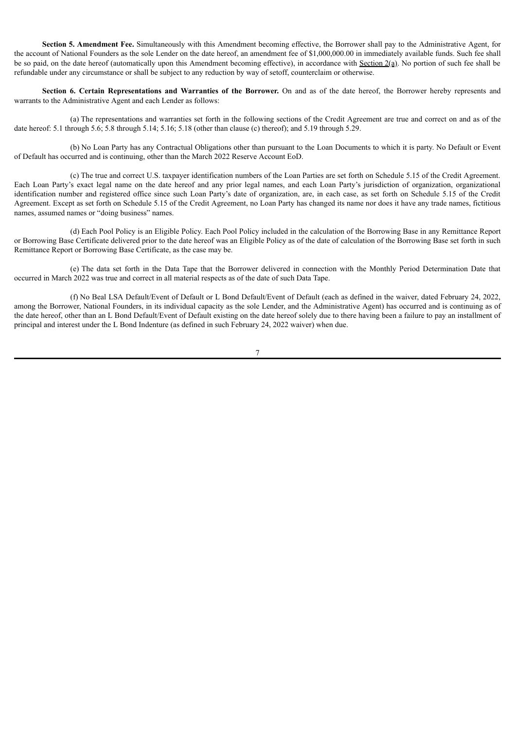**Section 5. Amendment Fee.** Simultaneously with this Amendment becoming effective, the Borrower shall pay to the Administrative Agent, for the account of National Founders as the sole Lender on the date hereof, an amendment fee of $1,000,000.00 in immediately available funds. Such fee shall be so paid, on the date hereof (automatically upon this Amendment becoming effective), in accordance with Section 2(a). No portion of such fee shall be refundable under any circumstance or shall be subject to any reduction by way of setoff, counterclaim or otherwise.

**Section 6. Certain Representations and Warranties of the Borrower.** On and as of the date hereof, the Borrower hereby represents and warrants to the Administrative Agent and each Lender as follows:

(a) The representations and warranties set forth in the following sections of the Credit Agreement are true and correct on and as of the date hereof: 5.1 through 5.6; 5.8 through 5.14; 5.16; 5.18 (other than clause (c) thereof); and 5.19 through 5.29.

(b) No Loan Party has any Contractual Obligations other than pursuant to the Loan Documents to which it is party. No Default or Event of Default has occurred and is continuing, other than the March 2022 Reserve Account EoD.

(c) The true and correct U.S. taxpayer identification numbers of the Loan Parties are set forth on Schedule 5.15 of the Credit Agreement. Each Loan Party's exact legal name on the date hereof and any prior legal names, and each Loan Party's jurisdiction of organization, organizational identification number and registered office since such Loan Party's date of organization, are, in each case, as set forth on Schedule 5.15 of the Credit Agreement. Except as set forth on Schedule 5.15 of the Credit Agreement, no Loan Party has changed its name nor does it have any trade names, fictitious names, assumed names or "doing business" names.

(d) Each Pool Policy is an Eligible Policy. Each Pool Policy included in the calculation of the Borrowing Base in any Remittance Report or Borrowing Base Certificate delivered prior to the date hereof was an Eligible Policy as of the date of calculation of the Borrowing Base set forth in such Remittance Report or Borrowing Base Certificate, as the case may be.

(e) The data set forth in the Data Tape that the Borrower delivered in connection with the Monthly Period Determination Date that occurred in March 2022 was true and correct in all material respects as of the date of such Data Tape.

(f) No Beal LSA Default/Event of Default or L Bond Default/Event of Default (each as defined in the waiver, dated February 24, 2022, among the Borrower, National Founders, in its individual capacity as the sole Lender, and the Administrative Agent) has occurred and is continuing as of the date hereof, other than an L Bond Default/Event of Default existing on the date hereof solely due to there having been a failure to pay an installment of principal and interest under the L Bond Indenture (as defined in such February 24, 2022 waiver) when due.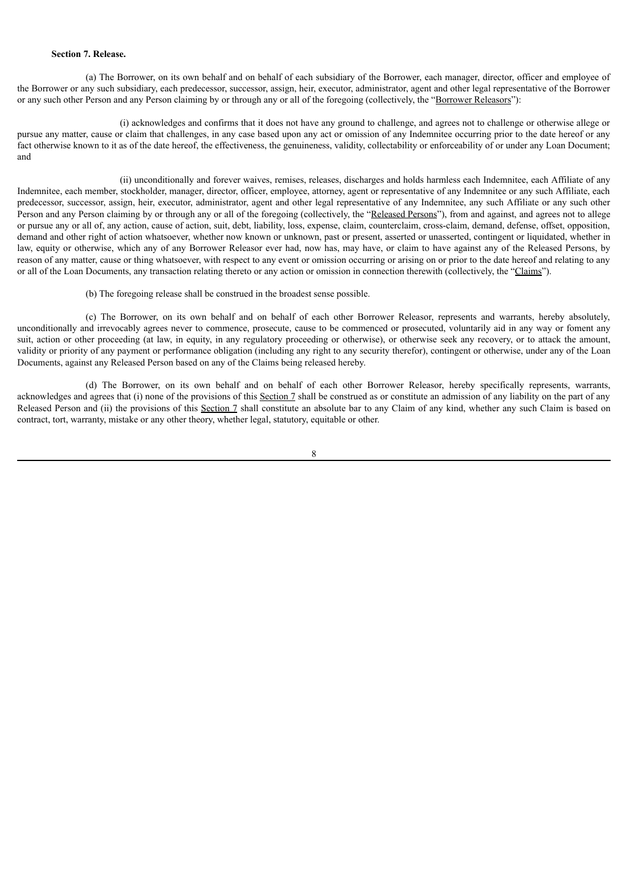**Section 7. Release.**

(a) The Borrower, on its own behalf and on behalf of each subsidiary of the Borrower, each manager, director, officer and employee of the Borrower or any such subsidiary, each predecessor, successor, assign, heir, executor, administrator, agent and other legal representative of the Borrower or any such other Person and any Person claiming by or through any or all of the foregoing (collectively, the "Borrower Releasors"):

(i) acknowledges and confirms that it does not have any ground to challenge, and agrees not to challenge or otherwise allege or pursue any matter, cause or claim that challenges, in any case based upon any act or omission of any Indemnitee occurring prior to the date hereof or any fact otherwise known to it as of the date hereof, the effectiveness, the genuineness, validity, collectability or enforceability of or under any Loan Document; and

(ii) unconditionally and forever waives, remises, releases, discharges and holds harmless each Indemnitee, each Affiliate of any Indemnitee, each member, stockholder, manager, director, officer, employee, attorney, agent or representative of any Indemnitee or any such Affiliate, each predecessor, successor, assign, heir, executor, administrator, agent and other legal representative of any Indemnitee, any such Affiliate or any such other Person and any Person claiming by or through any or all of the foregoing (collectively, the "Released Persons"), from and against, and agrees not to allege or pursue any or all of, any action, cause of action, suit, debt, liability, loss, expense, claim, counterclaim, cross-claim, demand, defense, offset, opposition, demand and other right of action whatsoever, whether now known or unknown, past or present, asserted or unasserted, contingent or liquidated, whether in law, equity or otherwise, which any of any Borrower Releasor ever had, now has, may have, or claim to have against any of the Released Persons, by reason of any matter, cause or thing whatsoever, with respect to any event or omission occurring or arising on or prior to the date hereof and relating to any or all of the Loan Documents, any transaction relating thereto or any action or omission in connection therewith (collectively, the "Claims").

(b) The foregoing release shall be construed in the broadest sense possible.

(c) The Borrower, on its own behalf and on behalf of each other Borrower Releasor, represents and warrants, hereby absolutely, unconditionally and irrevocably agrees never to commence, prosecute, cause to be commenced or prosecuted, voluntarily aid in any way or foment any suit, action or other proceeding (at law, in equity, in any regulatory proceeding or otherwise), or otherwise seek any recovery, or to attack the amount, validity or priority of any payment or performance obligation (including any right to any security therefor), contingent or otherwise, under any of the Loan Documents, against any Released Person based on any of the Claims being released hereby.

(d) The Borrower, on its own behalf and on behalf of each other Borrower Releasor, hereby specifically represents, warrants, acknowledges and agrees that (i) none of the provisions of this Section 7 shall be construed as or constitute an admission of any liability on the part of any Released Person and (ii) the provisions of this Section 7 shall constitute an absolute bar to any Claim of any kind, whether any such Claim is based on contract, tort, warranty, mistake or any other theory, whether legal, statutory, equitable or other.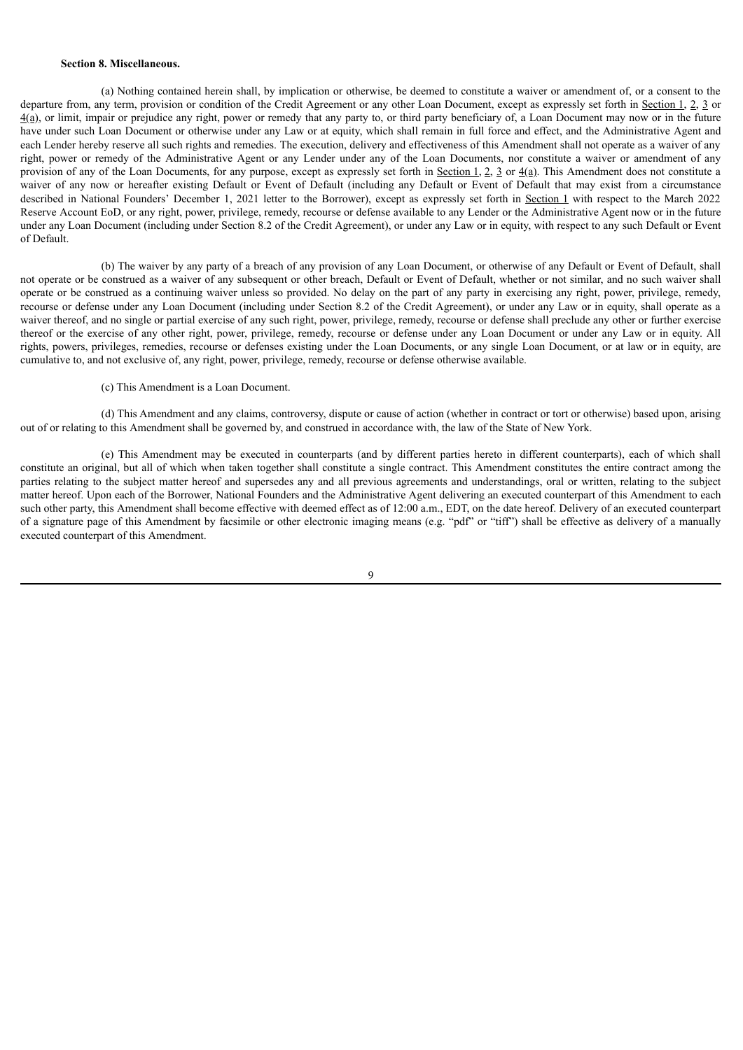**Section 8. Miscellaneous.**

(a) Nothing contained herein shall, by implication or otherwise, be deemed to constitute a waiver or amendment of, or a consent to the departure from, any term, provision or condition of the Credit Agreement or any other Loan Document, except as expressly set forth in Section 1, 2, 3 or 4(a), or limit, impair or prejudice any right, power or remedy that any party to, or third party beneficiary of, a Loan Document may now or in the future have under such Loan Document or otherwise under any Law or at equity, which shall remain in full force and effect, and the Administrative Agent and each Lender hereby reserve all such rights and remedies. The execution, delivery and effectiveness of this Amendment shall not operate as a waiver of any right, power or remedy of the Administrative Agent or any Lender under any of the Loan Documents, nor constitute a waiver or amendment of any provision of any of the Loan Documents, for any purpose, except as expressly set forth in Section 1, 2, 3 or 4(a). This Amendment does not constitute a waiver of any now or hereafter existing Default or Event of Default (including any Default or Event of Default that may exist from a circumstance described in National Founders' December 1, 2021 letter to the Borrower), except as expressly set forth in Section 1 with respect to the March 2022 Reserve Account EoD, or any right, power, privilege, remedy, recourse or defense available to any Lender or the Administrative Agent now or in the future under any Loan Document (including under Section 8.2 of the Credit Agreement), or under any Law or in equity, with respect to any such Default or Event of Default.

(b) The waiver by any party of a breach of any provision of any Loan Document, or otherwise of any Default or Event of Default, shall not operate or be construed as a waiver of any subsequent or other breach, Default or Event of Default, whether or not similar, and no such waiver shall operate or be construed as a continuing waiver unless so provided. No delay on the part of any party in exercising any right, power, privilege, remedy, recourse or defense under any Loan Document (including under Section 8.2 of the Credit Agreement), or under any Law or in equity, shall operate as a waiver thereof, and no single or partial exercise of any such right, power, privilege, remedy, recourse or defense shall preclude any other or further exercise thereof or the exercise of any other right, power, privilege, remedy, recourse or defense under any Loan Document or under any Law or in equity. All rights, powers, privileges, remedies, recourse or defenses existing under the Loan Documents, or any single Loan Document, or at law or in equity, are cumulative to, and not exclusive of, any right, power, privilege, remedy, recourse or defense otherwise available.

(c) This Amendment is a Loan Document.

(d) This Amendment and any claims, controversy, dispute or cause of action (whether in contract or tort or otherwise) based upon, arising out of or relating to this Amendment shall be governed by, and construed in accordance with, the law of the State of New York.

(e) This Amendment may be executed in counterparts (and by different parties hereto in different counterparts), each of which shall constitute an original, but all of which when taken together shall constitute a single contract. This Amendment constitutes the entire contract among the parties relating to the subject matter hereof and supersedes any and all previous agreements and understandings, oral or written, relating to the subject matter hereof. Upon each of the Borrower, National Founders and the Administrative Agent delivering an executed counterpart of this Amendment to each such other party, this Amendment shall become effective with deemed effect as of 12:00 a.m., EDT, on the date hereof. Delivery of an executed counterpart of a signature page of this Amendment by facsimile or other electronic imaging means (e.g. "pdf" or "tiff") shall be effective as delivery of a manually executed counterpart of this Amendment.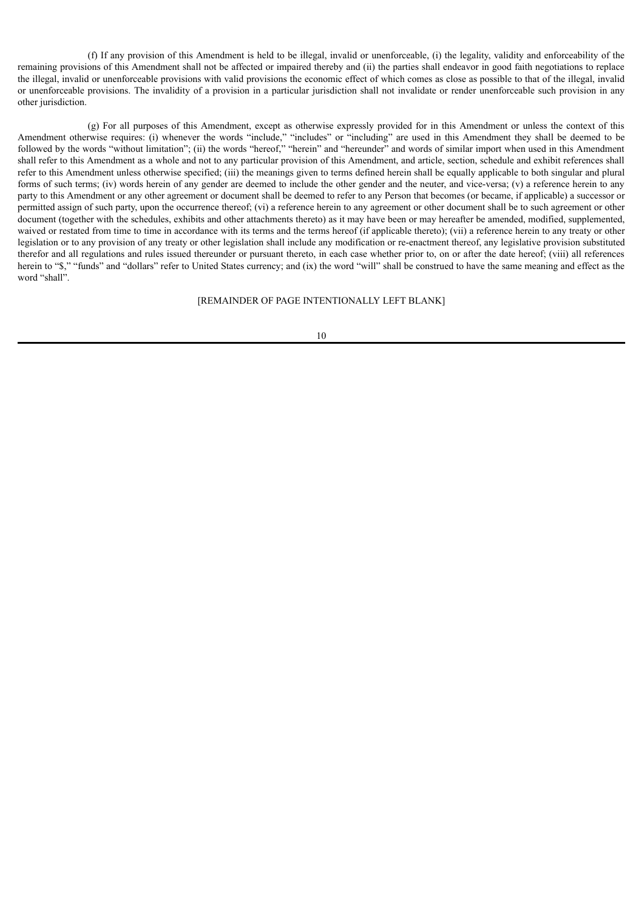(f) If any provision of this Amendment is held to be illegal, invalid or unenforceable, (i) the legality, validity and enforceability of the remaining provisions of this Amendment shall not be affected or impaired thereby and (ii) the parties shall endeavor in good faith negotiations to replace the illegal, invalid or unenforceable provisions with valid provisions the economic effect of which comes as close as possible to that of the illegal, invalid or unenforceable provisions. The invalidity of a provision in a particular jurisdiction shall not invalidate or render unenforceable such provision in any other jurisdiction.

(g) For all purposes of this Amendment, except as otherwise expressly provided for in this Amendment or unless the context of this Amendment otherwise requires: (i) whenever the words "include," "includes" or "including" are used in this Amendment they shall be deemed to be followed by the words "without limitation"; (ii) the words "hereof," "herein" and "hereunder" and words of similar import when used in this Amendment shall refer to this Amendment as a whole and not to any particular provision of this Amendment, and article, section, schedule and exhibit references shall refer to this Amendment unless otherwise specified; (iii) the meanings given to terms defined herein shall be equally applicable to both singular and plural forms of such terms; (iv) words herein of any gender are deemed to include the other gender and the neuter, and vice-versa; (v) a reference herein to any party to this Amendment or any other agreement or document shall be deemed to refer to any Person that becomes (or became, if applicable) a successor or permitted assign of such party, upon the occurrence thereof; (vi) a reference herein to any agreement or other document shall be to such agreement or other document (together with the schedules, exhibits and other attachments thereto) as it may have been or may hereafter be amended, modified, supplemented, waived or restated from time to time in accordance with its terms and the terms hereof (if applicable thereto); (vii) a reference herein to any treaty or other legislation or to any provision of any treaty or other legislation shall include any modification or re-enactment thereof, any legislative provision substituted therefor and all regulations and rules issued thereunder or pursuant thereto, in each case whether prior to, on or after the date hereof; (viii) all references herein to "$," "funds" and "dollars" refer to United States currency; and (ix) the word "will" shall be construed to have the same meaning and effect as the word "shall".

[REMAINDER OF PAGE INTENTIONALLY LEFT BLANK]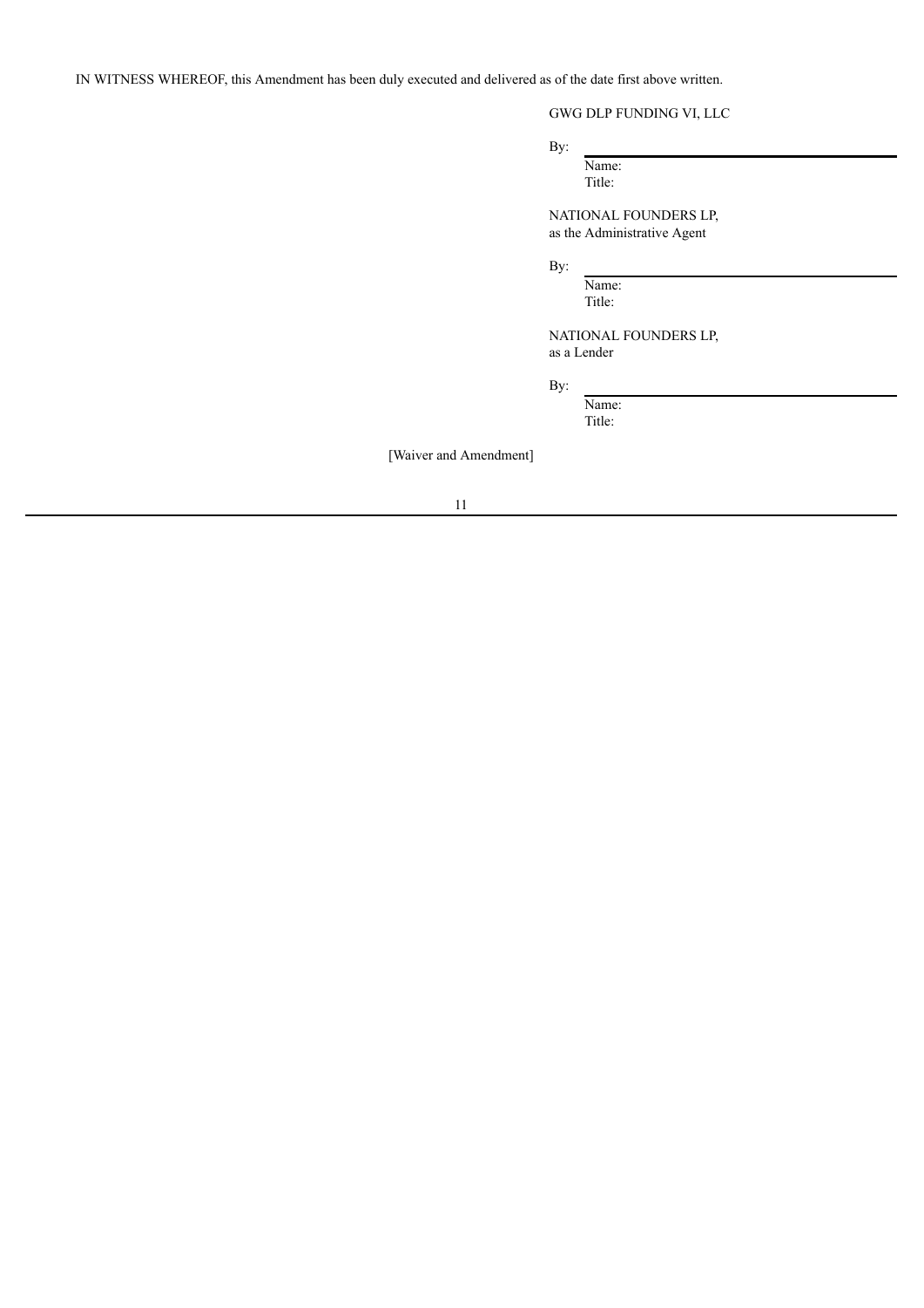IN WITNESS WHEREOF, this Amendment has been duly executed and delivered as of the date first above written.

GWG DLP FUNDING VI, LLC

By: \_\_\_\_\_\_\_\_\_\_\_\_\_\_\_\_\_\_\_\_\_\_\_\_\_\_\_\_\_\_
Name:
Title:

NATIONAL FOUNDERS LP,
as the Administrative Agent

By: \_\_\_\_\_\_\_\_\_\_\_\_\_\_\_\_\_\_\_\_\_\_\_\_\_\_\_\_\_\_
Name:
Title:

NATIONAL FOUNDERS LP,
as a Lender

By: \_\_\_\_\_\_\_\_\_\_\_\_\_\_\_\_\_\_\_\_\_\_\_\_\_\_\_\_\_\_
Name:
Title:

[Waiver and Amendment]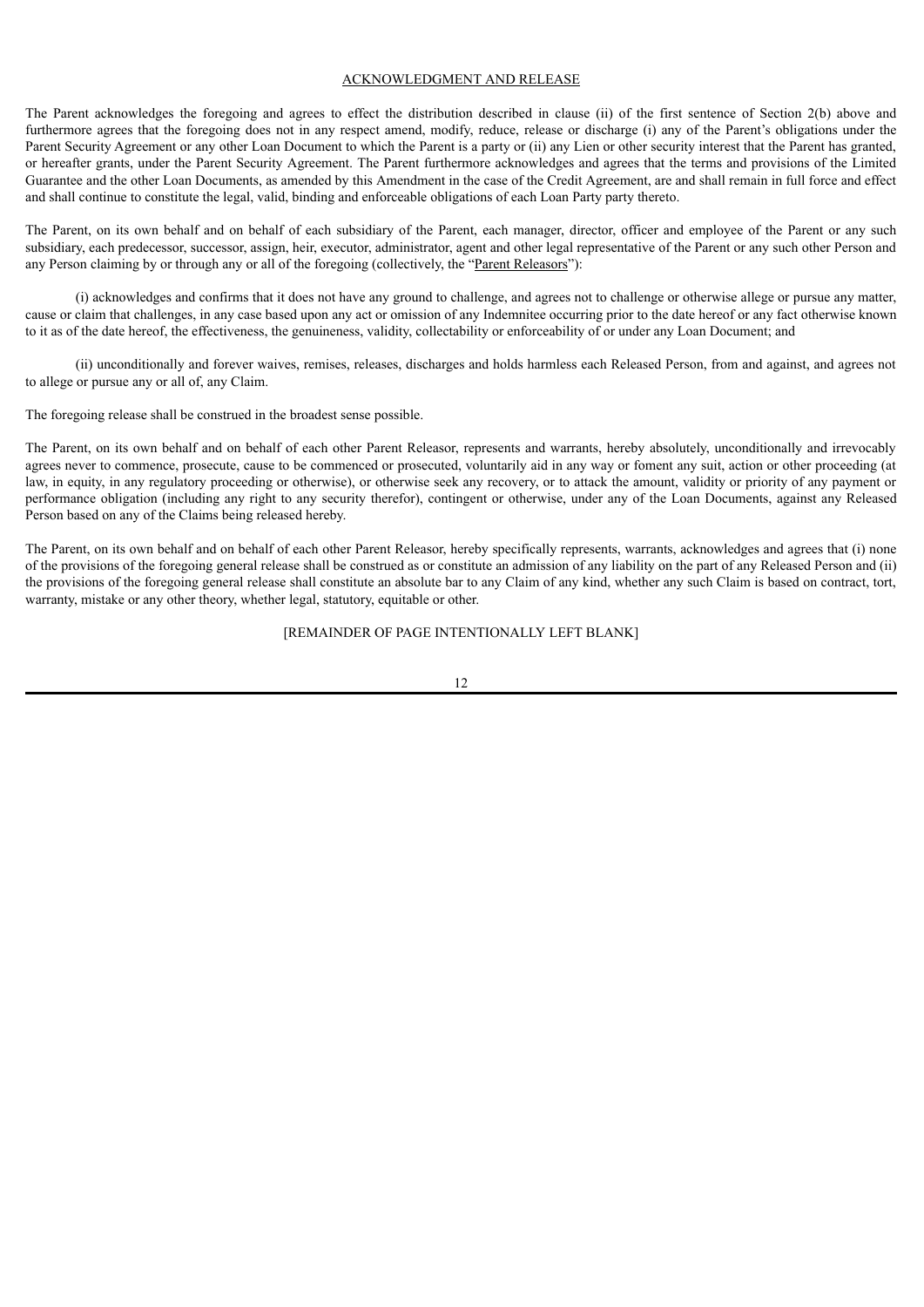## ACKNOWLEDGMENT AND RELEASE

The Parent acknowledges the foregoing and agrees to effect the distribution described in clause (ii) of the first sentence of Section 2(b) above and furthermore agrees that the foregoing does not in any respect amend, modify, reduce, release or discharge (i) any of the Parent's obligations under the Parent Security Agreement or any other Loan Document to which the Parent is a party or (ii) any Lien or other security interest that the Parent has granted, or hereafter grants, under the Parent Security Agreement. The Parent furthermore acknowledges and agrees that the terms and provisions of the Limited Guarantee and the other Loan Documents, as amended by this Amendment in the case of the Credit Agreement, are and shall remain in full force and effect and shall continue to constitute the legal, valid, binding and enforceable obligations of each Loan Party party thereto.

The Parent, on its own behalf and on behalf of each subsidiary of the Parent, each manager, director, officer and employee of the Parent or any such subsidiary, each predecessor, successor, assign, heir, executor, administrator, agent and other legal representative of the Parent or any such other Person and any Person claiming by or through any or all of the foregoing (collectively, the "Parent Releasors"):

(i) acknowledges and confirms that it does not have any ground to challenge, and agrees not to challenge or otherwise allege or pursue any matter, cause or claim that challenges, in any case based upon any act or omission of any Indemnitee occurring prior to the date hereof or any fact otherwise known to it as of the date hereof, the effectiveness, the genuineness, validity, collectability or enforceability of or under any Loan Document; and

(ii) unconditionally and forever waives, remises, releases, discharges and holds harmless each Released Person, from and against, and agrees not to allege or pursue any or all of, any Claim.

The foregoing release shall be construed in the broadest sense possible.

The Parent, on its own behalf and on behalf of each other Parent Releasor, represents and warrants, hereby absolutely, unconditionally and irrevocably agrees never to commence, prosecute, cause to be commenced or prosecuted, voluntarily aid in any way or foment any suit, action or other proceeding (at law, in equity, in any regulatory proceeding or otherwise), or otherwise seek any recovery, or to attack the amount, validity or priority of any payment or performance obligation (including any right to any security therefor), contingent or otherwise, under any of the Loan Documents, against any Released Person based on any of the Claims being released hereby.

The Parent, on its own behalf and on behalf of each other Parent Releasor, hereby specifically represents, warrants, acknowledges and agrees that (i) none of the provisions of the foregoing general release shall be construed as or constitute an admission of any liability on the part of any Released Person and (ii) the provisions of the foregoing general release shall constitute an absolute bar to any Claim of any kind, whether any such Claim is based on contract, tort, warranty, mistake or any other theory, whether legal, statutory, equitable or other.

[REMAINDER OF PAGE INTENTIONALLY LEFT BLANK]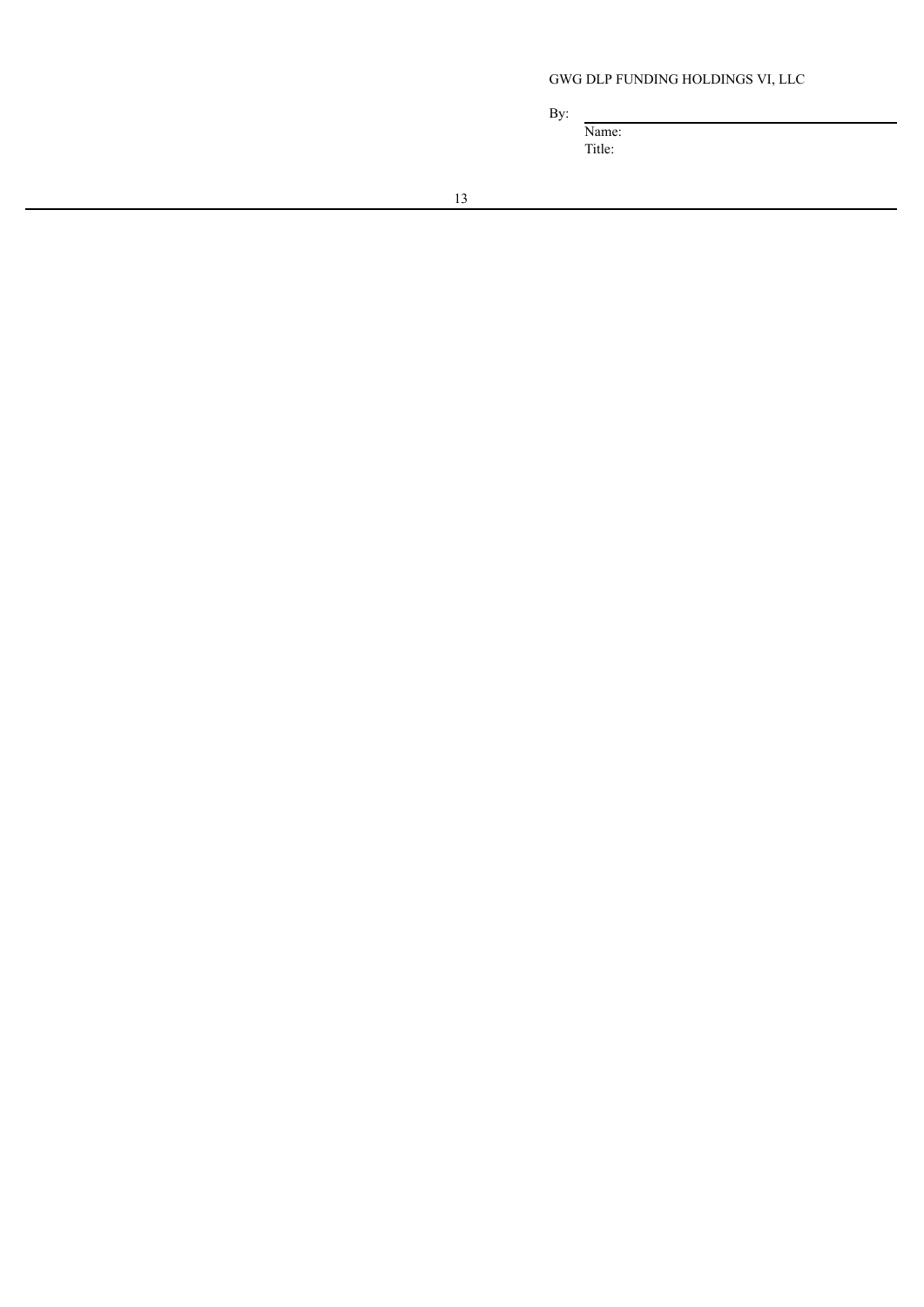GWG DLP FUNDING HOLDINGS VI, LLC

By: \_\_\_\_\_\_\_\_\_\_\_\_\_\_\_\_\_\_\_\_\_\_\_\_\_\_\_\_\_\_

Name:

Title: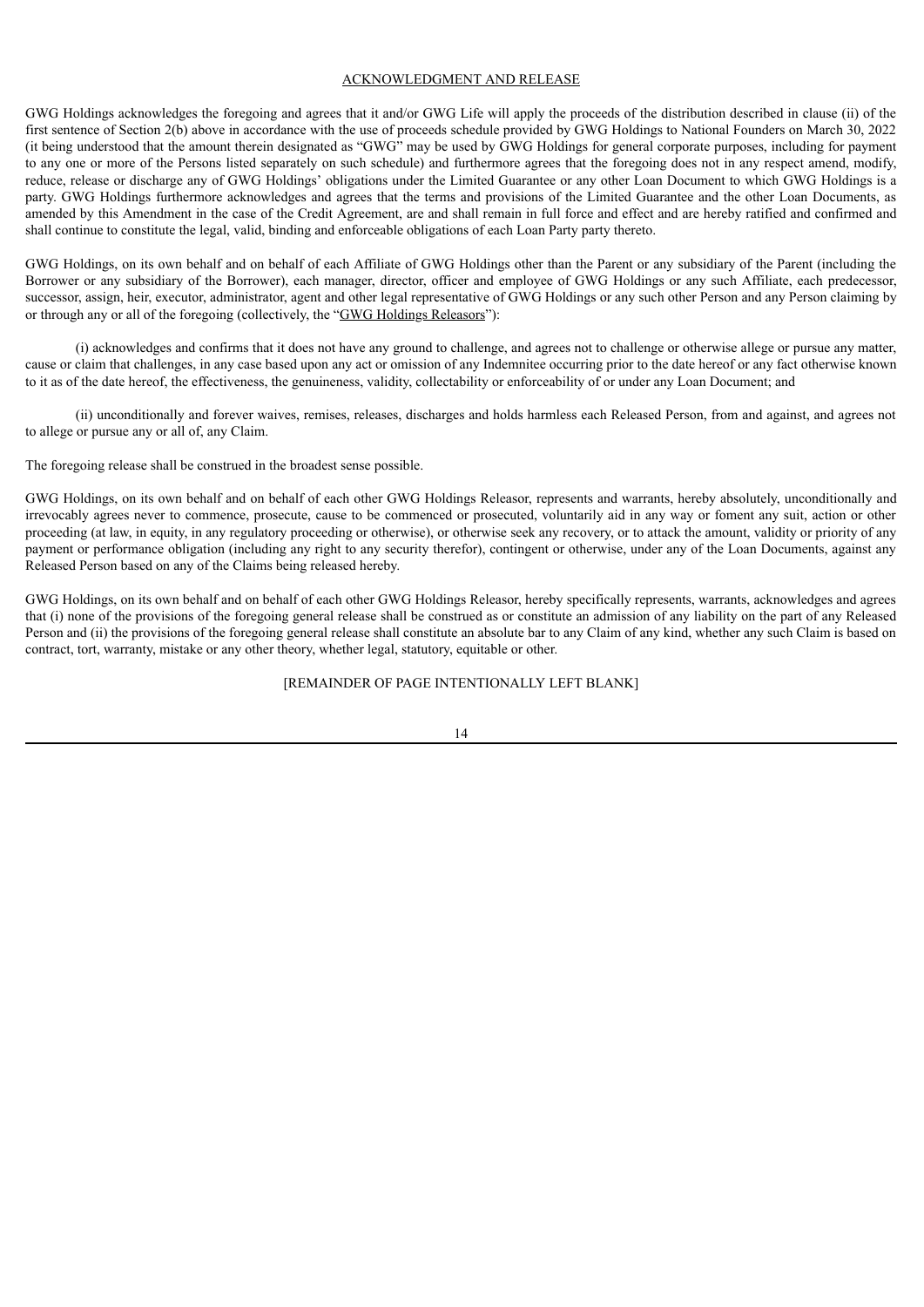ACKNOWLEDGMENT AND RELEASE

GWG Holdings acknowledges the foregoing and agrees that it and/or GWG Life will apply the proceeds of the distribution described in clause (ii) of the first sentence of Section 2(b) above in accordance with the use of proceeds schedule provided by GWG Holdings to National Founders on March 30, 2022 (it being understood that the amount therein designated as "GWG" may be used by GWG Holdings for general corporate purposes, including for payment to any one or more of the Persons listed separately on such schedule) and furthermore agrees that the foregoing does not in any respect amend, modify, reduce, release or discharge any of GWG Holdings' obligations under the Limited Guarantee or any other Loan Document to which GWG Holdings is a party. GWG Holdings furthermore acknowledges and agrees that the terms and provisions of the Limited Guarantee and the other Loan Documents, as amended by this Amendment in the case of the Credit Agreement, are and shall remain in full force and effect and are hereby ratified and confirmed and shall continue to constitute the legal, valid, binding and enforceable obligations of each Loan Party party thereto.

GWG Holdings, on its own behalf and on behalf of each Affiliate of GWG Holdings other than the Parent or any subsidiary of the Parent (including the Borrower or any subsidiary of the Borrower), each manager, director, officer and employee of GWG Holdings or any such Affiliate, each predecessor, successor, assign, heir, executor, administrator, agent and other legal representative of GWG Holdings or any such other Person and any Person claiming by or through any or all of the foregoing (collectively, the "GWG Holdings Releasors"):

(i) acknowledges and confirms that it does not have any ground to challenge, and agrees not to challenge or otherwise allege or pursue any matter, cause or claim that challenges, in any case based upon any act or omission of any Indemnitee occurring prior to the date hereof or any fact otherwise known to it as of the date hereof, the effectiveness, the genuineness, validity, collectability or enforceability of or under any Loan Document; and

(ii) unconditionally and forever waives, remises, releases, discharges and holds harmless each Released Person, from and against, and agrees not to allege or pursue any or all of, any Claim.

The foregoing release shall be construed in the broadest sense possible.

GWG Holdings, on its own behalf and on behalf of each other GWG Holdings Releasor, represents and warrants, hereby absolutely, unconditionally and irrevocably agrees never to commence, prosecute, cause to be commenced or prosecuted, voluntarily aid in any way or foment any suit, action or other proceeding (at law, in equity, in any regulatory proceeding or otherwise), or otherwise seek any recovery, or to attack the amount, validity or priority of any payment or performance obligation (including any right to any security therefor), contingent or otherwise, under any of the Loan Documents, against any Released Person based on any of the Claims being released hereby.

GWG Holdings, on its own behalf and on behalf of each other GWG Holdings Releasor, hereby specifically represents, warrants, acknowledges and agrees that (i) none of the provisions of the foregoing general release shall be construed as or constitute an admission of any liability on the part of any Released Person and (ii) the provisions of the foregoing general release shall constitute an absolute bar to any Claim of any kind, whether any such Claim is based on contract, tort, warranty, mistake or any other theory, whether legal, statutory, equitable or other.

[REMAINDER OF PAGE INTENTIONALLY LEFT BLANK]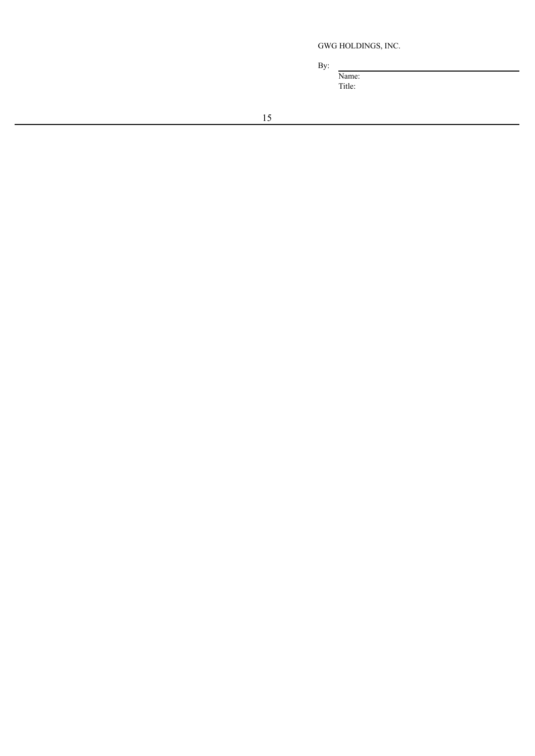GWG HOLDINGS, INC.

By: \_\_\_\_\_\_\_\_\_\_\_\_\_\_\_\_\_\_\_\_\_\_\_\_\_\_\_\_\_\_\_\_

Name:

Title: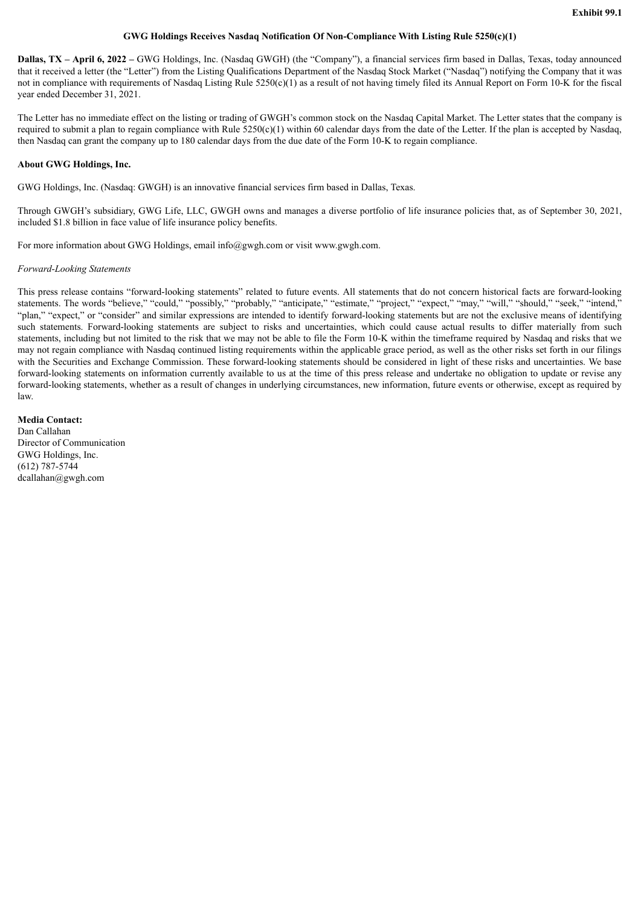**Exhibit 99.1**

## GWG Holdings Receives Nasdaq Notification Of Non-Compliance With Listing Rule 5250(c)(1)

**Dallas, TX – April 6, 2022 –** GWG Holdings, Inc. (Nasdaq GWGH) (the "Company"), a financial services firm based in Dallas, Texas, today announced that it received a letter (the "Letter") from the Listing Qualifications Department of the Nasdaq Stock Market ("Nasdaq") notifying the Company that it was not in compliance with requirements of Nasdaq Listing Rule 5250(c)(1) as a result of not having timely filed its Annual Report on Form 10-K for the fiscal year ended December 31, 2021.

The Letter has no immediate effect on the listing or trading of GWGH's common stock on the Nasdaq Capital Market. The Letter states that the company is required to submit a plan to regain compliance with Rule 5250(c)(1) within 60 calendar days from the date of the Letter. If the plan is accepted by Nasdaq, then Nasdaq can grant the company up to 180 calendar days from the due date of the Form 10-K to regain compliance.

### About GWG Holdings, Inc.

GWG Holdings, Inc. (Nasdaq: GWGH) is an innovative financial services firm based in Dallas, Texas.

Through GWGH's subsidiary, GWG Life, LLC, GWGH owns and manages a diverse portfolio of life insurance policies that, as of September 30, 2021, included $1.8 billion in face value of life insurance policy benefits.

For more information about GWG Holdings, email info@gwgh.com or visit www.gwgh.com.

*Forward-Looking Statements*

This press release contains "forward-looking statements" related to future events. All statements that do not concern historical facts are forward-looking statements. The words "believe," "could," "possibly," "probably," "anticipate," "estimate," "project," "expect," "may," "will," "should," "seek," "intend," "plan," "expect," or "consider" and similar expressions are intended to identify forward-looking statements but are not the exclusive means of identifying such statements. Forward-looking statements are subject to risks and uncertainties, which could cause actual results to differ materially from such statements, including but not limited to the risk that we may not be able to file the Form 10-K within the timeframe required by Nasdaq and risks that we may not regain compliance with Nasdaq continued listing requirements within the applicable grace period, as well as the other risks set forth in our filings with the Securities and Exchange Commission. These forward-looking statements should be considered in light of these risks and uncertainties. We base forward-looking statements on information currently available to us at the time of this press release and undertake no obligation to update or revise any forward-looking statements, whether as a result of changes in underlying circumstances, new information, future events or otherwise, except as required by law.

**Media Contact:**
Dan Callahan
Director of Communication
GWG Holdings, Inc.
(612) 787-5744
dcallahan@gwgh.com